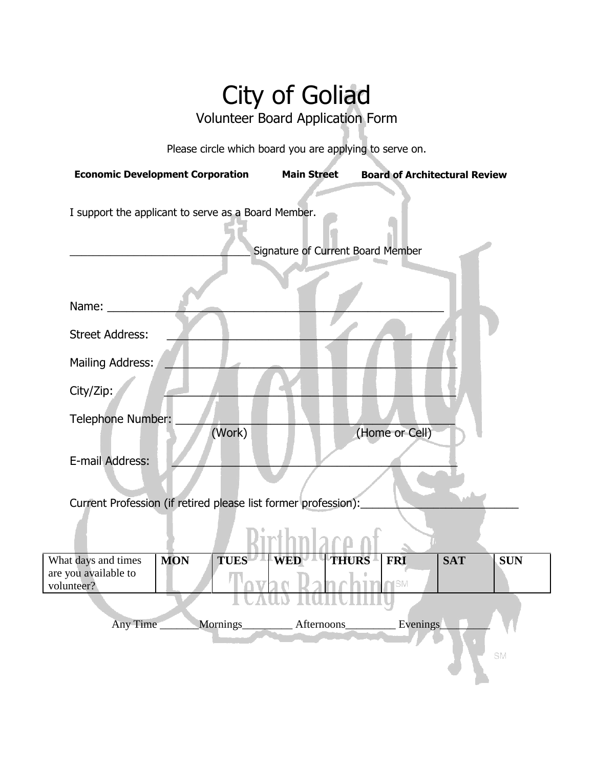# City of Goliad

## Volunteer Board Application Form

Please circle which board you are applying to serve on.

**Economic Development Corporation** **Main Street** **Board of Architectural Review**

I support the applicant to serve as a Board Member.

______________________________ Signature of Current Board Member

Name: ________________________________________________________

Street Address: ______________________________________________

Mailing Address: _____________________________________________

City/Zip: ____________________________________________________

Telephone Number: _____________________________________________
(Work) (Home or Cell)

E-mail Address: ______________________________________________

Current Profession (if retired please list former profession):__________________________

| What days and times are you available to volunteer? | **MON** | **TUES** | **WED** | **THURS** | **FRI** | **SAT** | **SUN** |
|---|---|---|---|---|---|---|---|

Any Time _______Mornings_________ Afternoons_________ Evenings_________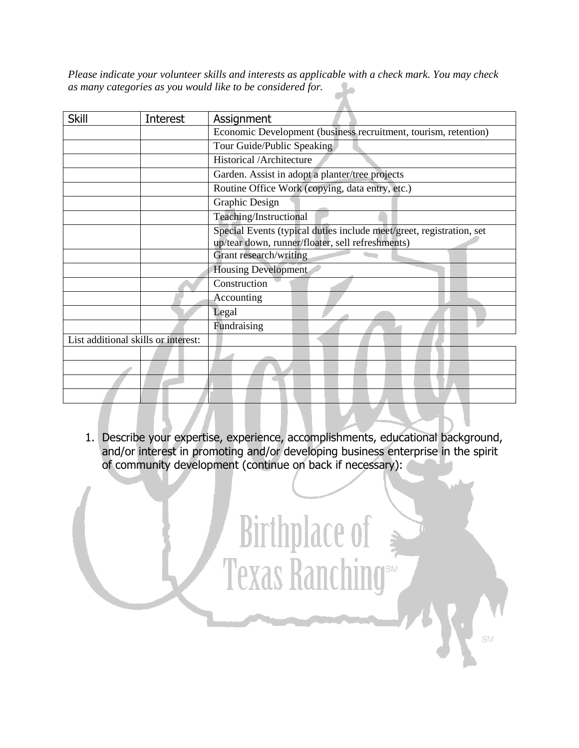*Please indicate your volunteer skills and interests as applicable with a check mark. You may check as many categories as you would like to be considered for.*

| Skill | Interest | Assignment |
| --- | --- | --- |
| | | Economic Development (business recruitment, tourism, retention) |
| | | Tour Guide/Public Speaking |
| | | Historical /Architecture |
| | | Garden. Assist in adopt a planter/tree projects |
| | | Routine Office Work (copying, data entry, etc.) |
| | | Graphic Design |
| | | Teaching/Instructional |
| | | Special Events (typical duties include meet/greet, registration, set up/tear down, runner/floater, sell refreshments) |
| | | Grant research/writing |
| | | Housing Development |
| | | Construction |
| | | Accounting |
| | | Legal |
| | | Fundraising |
| List additional skills or interest: | | |
| | | |
| | | |
| | | |
| | | |

1. Describe your expertise, experience, accomplishments, educational background, and/or interest in promoting and/or developing business enterprise in the spirit of community development (continue on back if necessary):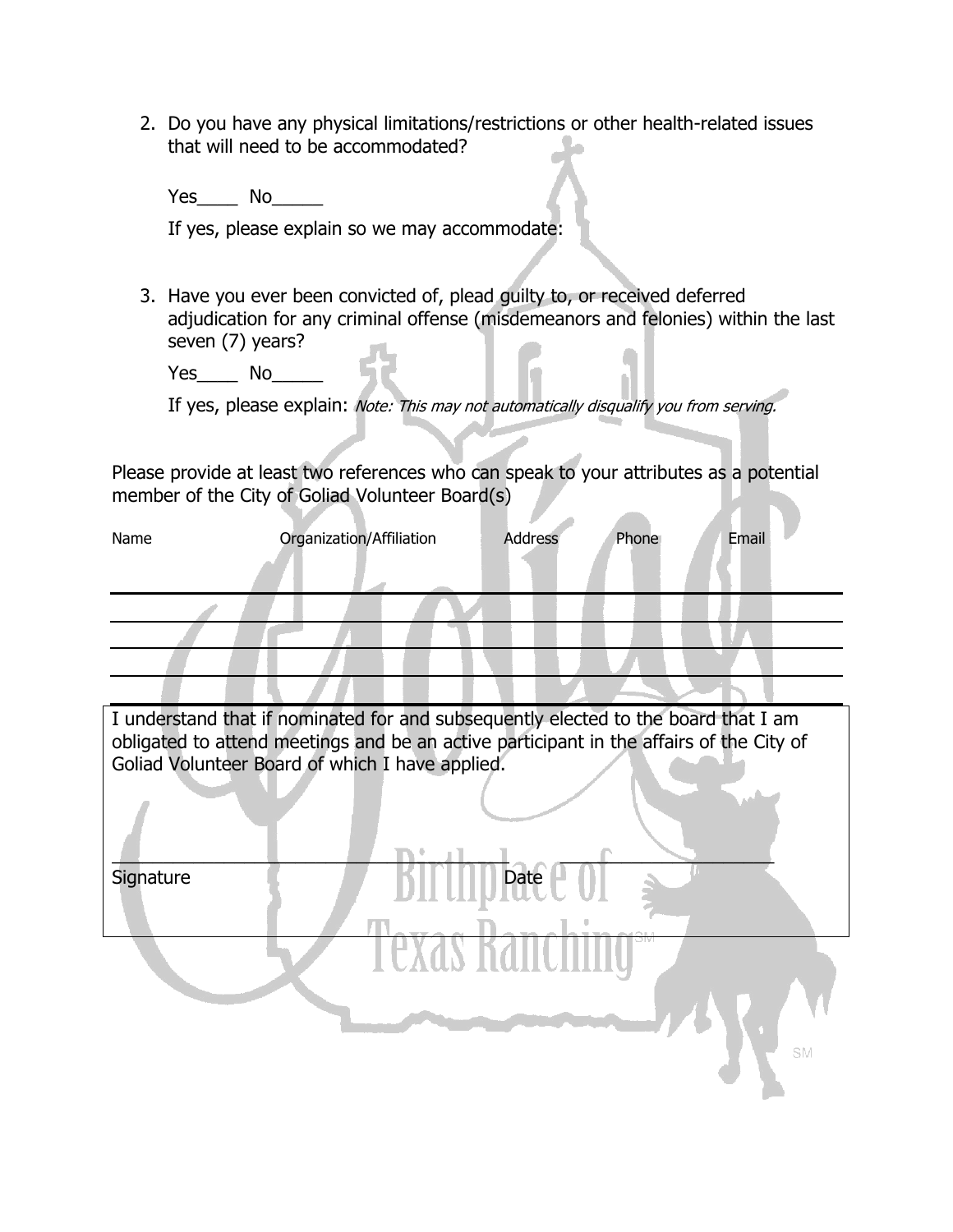2. Do you have any physical limitations/restrictions or other health-related issues that will need to be accommodated?

   Yes____ No_____

   If yes, please explain so we may accommodate:

3. Have you ever been convicted of, plead guilty to, or received deferred adjudication for any criminal offense (misdemeanors and felonies) within the last seven (7) years?

   Yes____ No_____

   If yes, please explain: *Note: This may not automatically disqualify you from serving.*

Please provide at least two references who can speak to your attributes as a potential member of the City of Goliad Volunteer Board(s)

| Name | Organization/Affiliation | Address | Phone | Email |
|---|---|---|---|---|
| | | | | |
| | | | | |
| | | | | |
| | | | | |

I understand that if nominated for and subsequently elected to the board that I am obligated to attend meetings and be an active participant in the affairs of the City of Goliad Volunteer Board of which I have applied.

_______________________________ _______________________

Signature Date